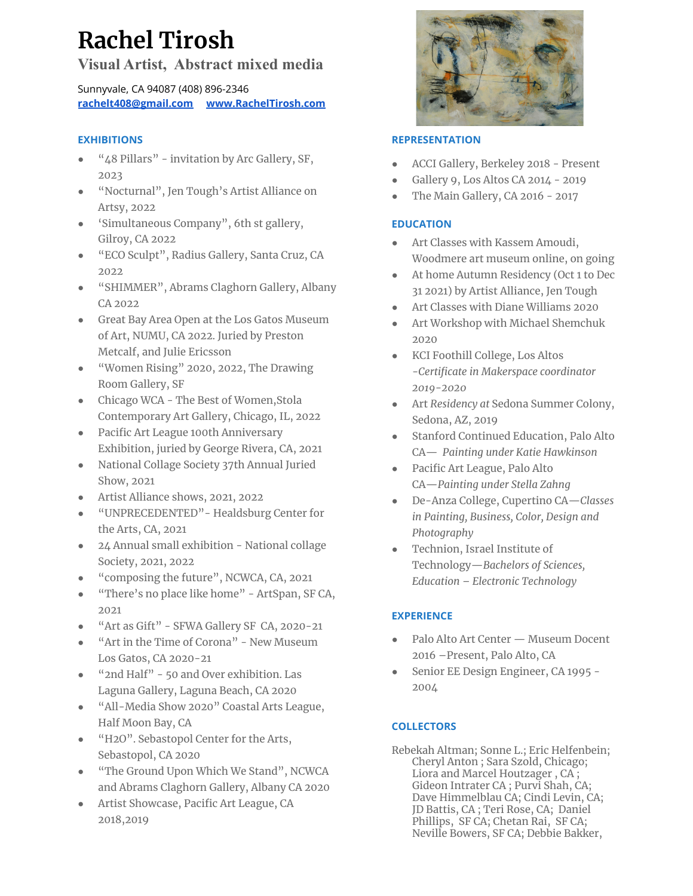# Rachel Tirosh

## Visual Artist, Abstract mixed media

Sunnyvale, CA 94087 (408) 896-2346
rachelt408@gmail.com www.RachelTirosh.com

### EXHIBITIONS

- "48 Pillars" - invitation by Arc Gallery, SF, 2023
- "Nocturnal", Jen Tough's Artist Alliance on Artsy, 2022
- 'Simultaneous Company", 6th st gallery, Gilroy, CA 2022
- "ECO Sculpt", Radius Gallery, Santa Cruz, CA 2022
- "SHIMMER", Abrams Claghorn Gallery, Albany CA 2022
- Great Bay Area Open at the Los Gatos Museum of Art, NUMU, CA 2022. Juried by Preston Metcalf, and Julie Ericsson
- "Women Rising" 2020, 2022, The Drawing Room Gallery, SF
- Chicago WCA - The Best of Women,Stola Contemporary Art Gallery, Chicago, IL, 2022
- Pacific Art League 100th Anniversary Exhibition, juried by George Rivera, CA, 2021
- National Collage Society 37th Annual Juried Show, 2021
- Artist Alliance shows, 2021, 2022
- "UNPRECEDENTED"- Healdsburg Center for the Arts, CA, 2021
- 24 Annual small exhibition - National collage Society, 2021, 2022
- "composing the future", NCWCA, CA, 2021
- "There's no place like home" - ArtSpan, SF CA, 2021
- "Art as Gift" - SFWA Gallery SF CA, 2020-21
- "Art in the Time of Corona" - New Museum Los Gatos, CA 2020-21
- "2nd Half" - 50 and Over exhibition. Las Laguna Gallery, Laguna Beach, CA 2020
- "All-Media Show 2020" Coastal Arts League, Half Moon Bay, CA
- "H2O". Sebastopol Center for the Arts, Sebastopol, CA 2020
- "The Ground Upon Which We Stand", NCWCA and Abrams Claghorn Gallery, Albany CA 2020
- Artist Showcase, Pacific Art League, CA 2018,2019

### REPRESENTATION

- ACCI Gallery, Berkeley 2018 - Present
- Gallery 9, Los Altos CA 2014 - 2019
- The Main Gallery, CA 2016 - 2017

### EDUCATION

- Art Classes with Kassem Amoudi, Woodmere art museum online, on going
- At home Autumn Residency (Oct 1 to Dec 31 2021) by Artist Alliance, Jen Tough
- Art Classes with Diane Williams 2020
- Art Workshop with Michael Shemchuk 2020
- KCI Foothill College, Los Altos *-Certificate in Makerspace coordinator 2019-2020*
- Art *Residency at* Sedona Summer Colony, Sedona, AZ, 2019
- Stanford Continued Education, Palo Alto CA— *Painting under Katie Hawkinson*
- Pacific Art League, Palo Alto CA—*Painting under Stella Zahng*
- De-Anza College, Cupertino CA—*Classes in Painting, Business, Color, Design and Photography*
- Technion, Israel Institute of Technology—*Bachelors of Sciences, Education – Electronic Technology*

### EXPERIENCE

- Palo Alto Art Center — Museum Docent 2016 –Present, Palo Alto, CA
- Senior EE Design Engineer, CA 1995 - 2004

### COLLECTORS

Rebekah Altman; Sonne L.; Eric Helfenbein; Cheryl Anton ; Sara Szold, Chicago; Liora and Marcel Houtzager , CA ; Gideon Intrater CA ; Purvi Shah, CA; Dave Himmelblau CA; Cindi Levin, CA; JD Battis, CA ; Teri Rose, CA; Daniel Phillips, SF CA; Chetan Rai, SF CA; Neville Bowers, SF CA; Debbie Bakker,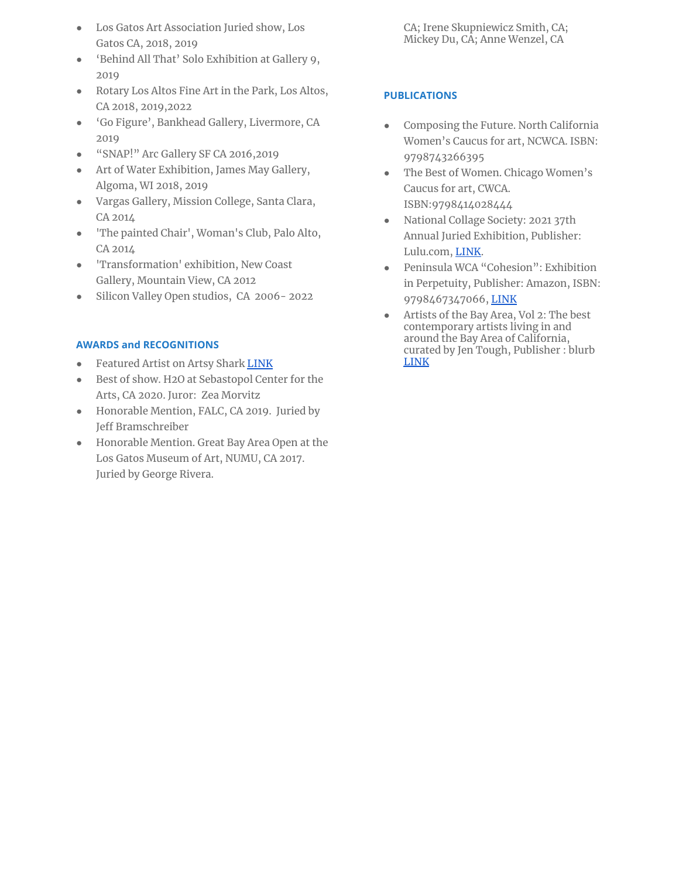- Los Gatos Art Association Juried show, Los Gatos CA, 2018, 2019
- 'Behind All That' Solo Exhibition at Gallery 9, 2019
- Rotary Los Altos Fine Art in the Park, Los Altos, CA 2018, 2019,2022
- 'Go Figure', Bankhead Gallery, Livermore, CA 2019
- "SNAP!" Arc Gallery SF CA 2016,2019
- Art of Water Exhibition, James May Gallery, Algoma, WI 2018, 2019
- Vargas Gallery, Mission College, Santa Clara, CA 2014
- 'The painted Chair', Woman's Club, Palo Alto, CA 2014
- 'Transformation' exhibition, New Coast Gallery, Mountain View, CA 2012
- Silicon Valley Open studios, CA 2006- 2022

## AWARDS and RECOGNITIONS

- Featured Artist on Artsy Shark LINK
- Best of show. H2O at Sebastopol Center for the Arts, CA 2020. Juror: Zea Morvitz
- Honorable Mention, FALC, CA 2019. Juried by Jeff Bramschreiber
- Honorable Mention. Great Bay Area Open at the Los Gatos Museum of Art, NUMU, CA 2017. Juried by George Rivera.

CA; Irene Skupniewicz Smith, CA; Mickey Du, CA; Anne Wenzel, CA

## PUBLICATIONS

- Composing the Future. North California Women's Caucus for art, NCWCA. ISBN: 9798743266395
- The Best of Women. Chicago Women's Caucus for art, CWCA. ISBN:9798414028444
- National Collage Society: 2021 37th Annual Juried Exhibition, Publisher: Lulu.com, LINK.
- Peninsula WCA "Cohesion": Exhibition in Perpetuity, Publisher: Amazon, ISBN: 9798467347066, LINK
- Artists of the Bay Area, Vol 2: The best contemporary artists living in and around the Bay Area of California, curated by Jen Tough, Publisher : blurb LINK